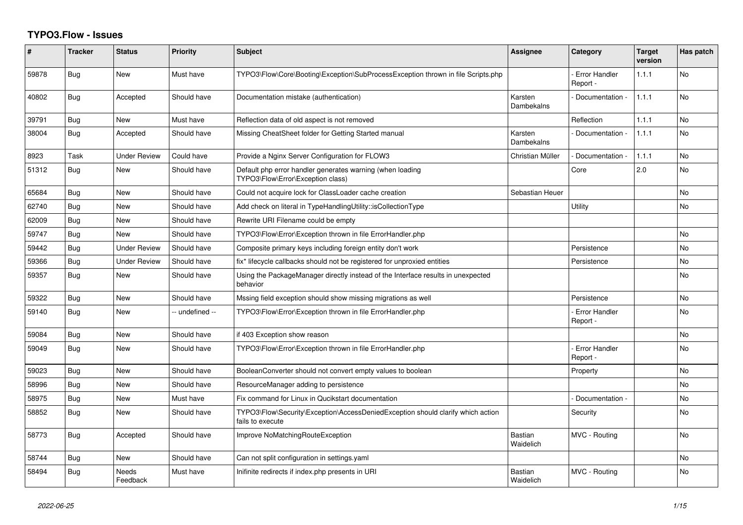# TYPO3.Flow - Issues

| # | Tracker | Status | Priority | Subject | Assignee | Category | Target version | Has patch |
|---|---|---|---|---|---|---|---|---|
| 59878 | Bug | New | Must have | TYPO3\Flow\Core\Booting\Exception\SubProcessException thrown in file Scripts.php | | - Error Handler Report - | 1.1.1 | No |
| 40802 | Bug | Accepted | Should have | Documentation mistake (authentication) | Karsten Dambekalns | - Documentation - | 1.1.1 | No |
| 39791 | Bug | New | Must have | Reflection data of old aspect is not removed | | Reflection | 1.1.1 | No |
| 38004 | Bug | Accepted | Should have | Missing CheatSheet folder for Getting Started manual | Karsten Dambekalns | - Documentation - | 1.1.1 | No |
| 8923 | Task | Under Review | Could have | Provide a Nginx Server Configuration for FLOW3 | Christian Müller | - Documentation - | 1.1.1 | No |
| 51312 | Bug | New | Should have | Default php error handler generates warning (when loading TYPO3\Flow\Error\Exception class) | | Core | 2.0 | No |
| 65684 | Bug | New | Should have | Could not acquire lock for ClassLoader cache creation | Sebastian Heuer | | | No |
| 62740 | Bug | New | Should have | Add check on literal in TypeHandlingUtility::isCollectionType | | Utility | | No |
| 62009 | Bug | New | Should have | Rewrite URI Filename could be empty | | | | |
| 59747 | Bug | New | Should have | TYPO3\Flow\Error\Exception thrown in file ErrorHandler.php | | | | No |
| 59442 | Bug | Under Review | Should have | Composite primary keys including foreign entity don't work | | Persistence | | No |
| 59366 | Bug | Under Review | Should have | fix* lifecycle callbacks should not be registered for unproxied entities | | Persistence | | No |
| 59357 | Bug | New | Should have | Using the PackageManager directly instead of the Interface results in unexpected behavior | | | | No |
| 59322 | Bug | New | Should have | Mssing field exception should show missing migrations as well | | Persistence | | No |
| 59140 | Bug | New | -- undefined -- | TYPO3\Flow\Error\Exception thrown in file ErrorHandler.php | | - Error Handler Report - | | No |
| 59084 | Bug | New | Should have | if 403 Exception show reason | | | | No |
| 59049 | Bug | New | Should have | TYPO3\Flow\Error\Exception thrown in file ErrorHandler.php | | - Error Handler Report - | | No |
| 59023 | Bug | New | Should have | BooleanConverter should not convert empty values to boolean | | Property | | No |
| 58996 | Bug | New | Should have | ResourceManager adding to persistence | | | | No |
| 58975 | Bug | New | Must have | Fix command for Linux in Qucikstart documentation | | - Documentation - | | No |
| 58852 | Bug | New | Should have | TYPO3\Flow\Security\Exception\AccessDeniedException should clarify which action fails to execute | | Security | | No |
| 58773 | Bug | Accepted | Should have | Improve NoMatchingRouteException | Bastian Waidelich | MVC - Routing | | No |
| 58744 | Bug | New | Should have | Can not split configuration in settings.yaml | | | | No |
| 58494 | Bug | Needs Feedback | Must have | Inifinite redirects if index.php presents in URI | Bastian Waidelich | MVC - Routing | | No |

*2022-06-25*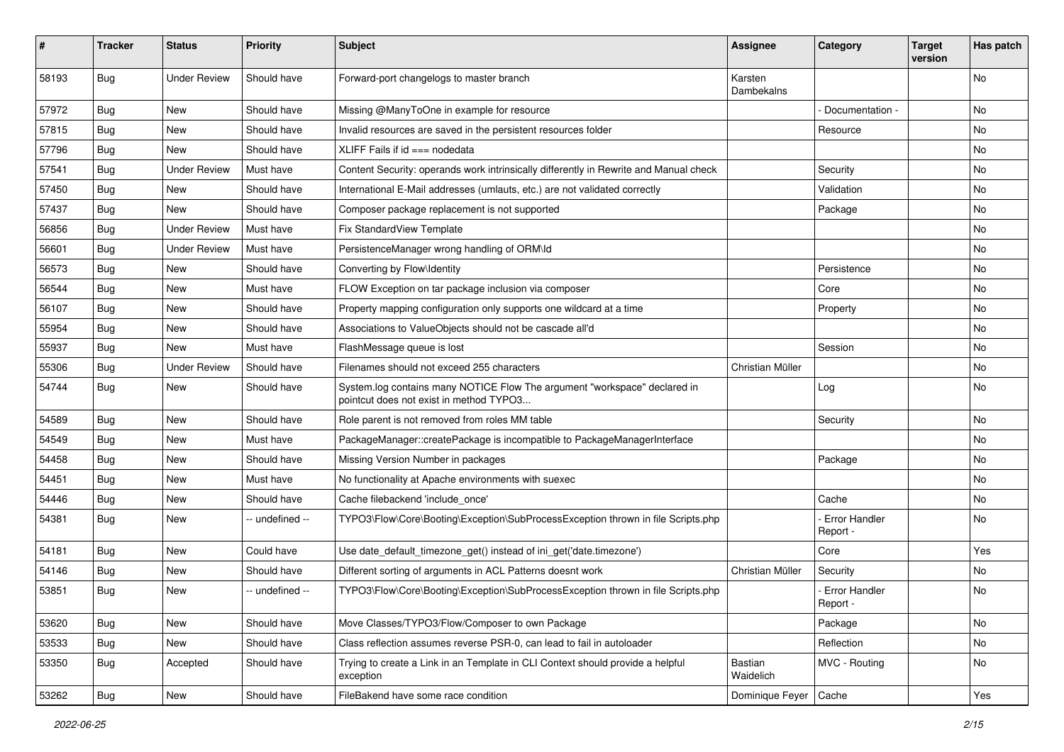| # | Tracker | Status | Priority | Subject | Assignee | Category | Target version | Has patch |
|---|---|---|---|---|---|---|---|---|
| 58193 | Bug | Under Review | Should have | Forward-port changelogs to master branch | Karsten Dambekalns | | | No |
| 57972 | Bug | New | Should have | Missing @ManyToOne in example for resource | | - Documentation - | | No |
| 57815 | Bug | New | Should have | Invalid resources are saved in the persistent resources folder | | Resource | | No |
| 57796 | Bug | New | Should have | XLIFF Fails if id === nodedata | | | | No |
| 57541 | Bug | Under Review | Must have | Content Security: operands work intrinsically differently in Rewrite and Manual check | | Security | | No |
| 57450 | Bug | New | Should have | International E-Mail addresses (umlauts, etc.) are not validated correctly | | Validation | | No |
| 57437 | Bug | New | Should have | Composer package replacement is not supported | | Package | | No |
| 56856 | Bug | Under Review | Must have | Fix StandardView Template | | | | No |
| 56601 | Bug | Under Review | Must have | PersistenceManager wrong handling of ORM\Id | | | | No |
| 56573 | Bug | New | Should have | Converting by Flow\Identity | | Persistence | | No |
| 56544 | Bug | New | Must have | FLOW Exception on tar package inclusion via composer | | Core | | No |
| 56107 | Bug | New | Should have | Property mapping configuration only supports one wildcard at a time | | Property | | No |
| 55954 | Bug | New | Should have | Associations to ValueObjects should not be cascade all'd | | | | No |
| 55937 | Bug | New | Must have | FlashMessage queue is lost | | Session | | No |
| 55306 | Bug | Under Review | Should have | Filenames should not exceed 255 characters | Christian Müller | | | No |
| 54744 | Bug | New | Should have | System.log contains many NOTICE Flow The argument "workspace" declared in pointcut does not exist in method TYPO3... | | Log | | No |
| 54589 | Bug | New | Should have | Role parent is not removed from roles MM table | | Security | | No |
| 54549 | Bug | New | Must have | PackageManager::createPackage is incompatible to PackageManagerInterface | | | | No |
| 54458 | Bug | New | Should have | Missing Version Number in packages | | Package | | No |
| 54451 | Bug | New | Must have | No functionality at Apache environments with suexec | | | | No |
| 54446 | Bug | New | Should have | Cache filebackend 'include_once' | | Cache | | No |
| 54381 | Bug | New | -- undefined -- | TYPO3\Flow\Core\Booting\Exception\SubProcessException thrown in file Scripts.php | | - Error Handler Report - | | No |
| 54181 | Bug | New | Could have | Use date_default_timezone_get() instead of ini_get('date.timezone') | | Core | | Yes |
| 54146 | Bug | New | Should have | Different sorting of arguments in ACL Patterns doesnt work | Christian Müller | Security | | No |
| 53851 | Bug | New | -- undefined -- | TYPO3\Flow\Core\Booting\Exception\SubProcessException thrown in file Scripts.php | | - Error Handler Report - | | No |
| 53620 | Bug | New | Should have | Move Classes/TYPO3/Flow/Composer to own Package | | Package | | No |
| 53533 | Bug | New | Should have | Class reflection assumes reverse PSR-0, can lead to fail in autoloader | | Reflection | | No |
| 53350 | Bug | Accepted | Should have | Trying to create a Link in an Template in CLI Context should provide a helpful exception | Bastian Waidelich | MVC - Routing | | No |
| 53262 | Bug | New | Should have | FileBakend have some race condition | Dominique Feyer | Cache | | Yes |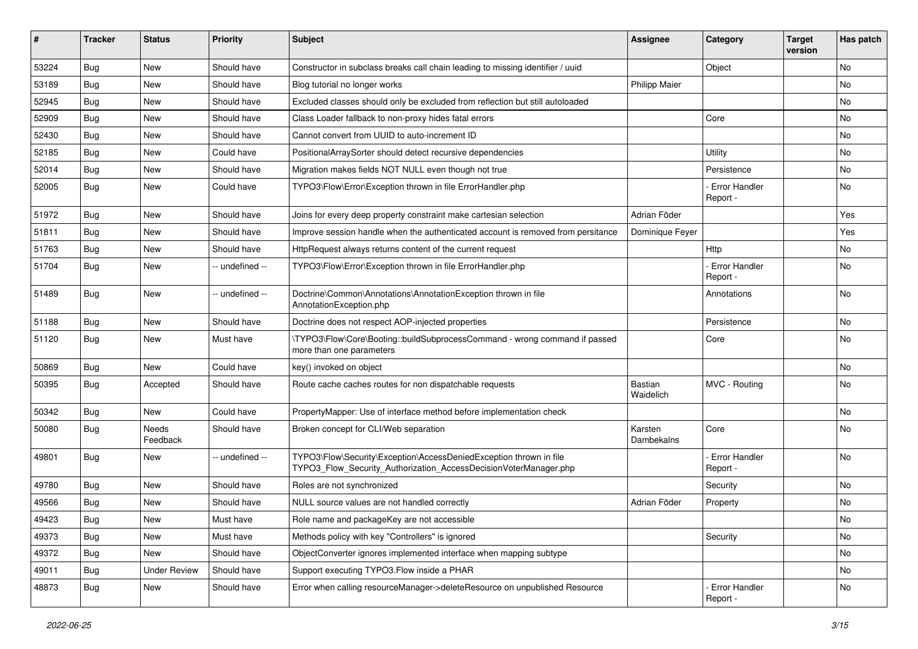| # | Tracker | Status | Priority | Subject | Assignee | Category | Target version | Has patch |
|---|---|---|---|---|---|---|---|---|
| 53224 | Bug | New | Should have | Constructor in subclass breaks call chain leading to missing identifier / uuid | | Object | | No |
| 53189 | Bug | New | Should have | Blog tutorial no longer works | Philipp Maier | | | No |
| 52945 | Bug | New | Should have | Excluded classes should only be excluded from reflection but still autoloaded | | | | No |
| 52909 | Bug | New | Should have | Class Loader fallback to non-proxy hides fatal errors | | Core | | No |
| 52430 | Bug | New | Should have | Cannot convert from UUID to auto-increment ID | | | | No |
| 52185 | Bug | New | Could have | PositionalArraySorter should detect recursive dependencies | | Utility | | No |
| 52014 | Bug | New | Should have | Migration makes fields NOT NULL even though not true | | Persistence | | No |
| 52005 | Bug | New | Could have | TYPO3\Flow\Error\Exception thrown in file ErrorHandler.php | | - Error Handler Report - | | No |
| 51972 | Bug | New | Should have | Joins for every deep property constraint make cartesian selection | Adrian Föder | | | Yes |
| 51811 | Bug | New | Should have | Improve session handle when the authenticated account is removed from persitance | Dominique Feyer | | | Yes |
| 51763 | Bug | New | Should have | HttpRequest always returns content of the current request | | Http | | No |
| 51704 | Bug | New | -- undefined -- | TYPO3\Flow\Error\Exception thrown in file ErrorHandler.php | | - Error Handler Report - | | No |
| 51489 | Bug | New | -- undefined -- | Doctrine\Common\Annotations\AnnotationException thrown in file AnnotationException.php | | Annotations | | No |
| 51188 | Bug | New | Should have | Doctrine does not respect AOP-injected properties | | Persistence | | No |
| 51120 | Bug | New | Must have | \TYPO3\Flow\Core\Booting::buildSubprocessCommand - wrong command if passed more than one parameters | | Core | | No |
| 50869 | Bug | New | Could have | key() invoked on object | | | | No |
| 50395 | Bug | Accepted | Should have | Route cache caches routes for non dispatchable requests | Bastian Waidelich | MVC - Routing | | No |
| 50342 | Bug | New | Could have | PropertyMapper: Use of interface method before implementation check | | | | No |
| 50080 | Bug | Needs Feedback | Should have | Broken concept for CLI/Web separation | Karsten Dambekalns | Core | | No |
| 49801 | Bug | New | -- undefined -- | TYPO3\Flow\Security\Exception\AccessDeniedException thrown in file TYPO3_Flow_Security_Authorization_AccessDecisionVoterManager.php | | - Error Handler Report - | | No |
| 49780 | Bug | New | Should have | Roles are not synchronized | | Security | | No |
| 49566 | Bug | New | Should have | NULL source values are not handled correctly | Adrian Föder | Property | | No |
| 49423 | Bug | New | Must have | Role name and packageKey are not accessible | | | | No |
| 49373 | Bug | New | Must have | Methods policy with key "Controllers" is ignored | | Security | | No |
| 49372 | Bug | New | Should have | ObjectConverter ignores implemented interface when mapping subtype | | | | No |
| 49011 | Bug | Under Review | Should have | Support executing TYPO3.Flow inside a PHAR | | | | No |
| 48873 | Bug | New | Should have | Error when calling resourceManager->deleteResource on unpublished Resource | | - Error Handler Report - | | No |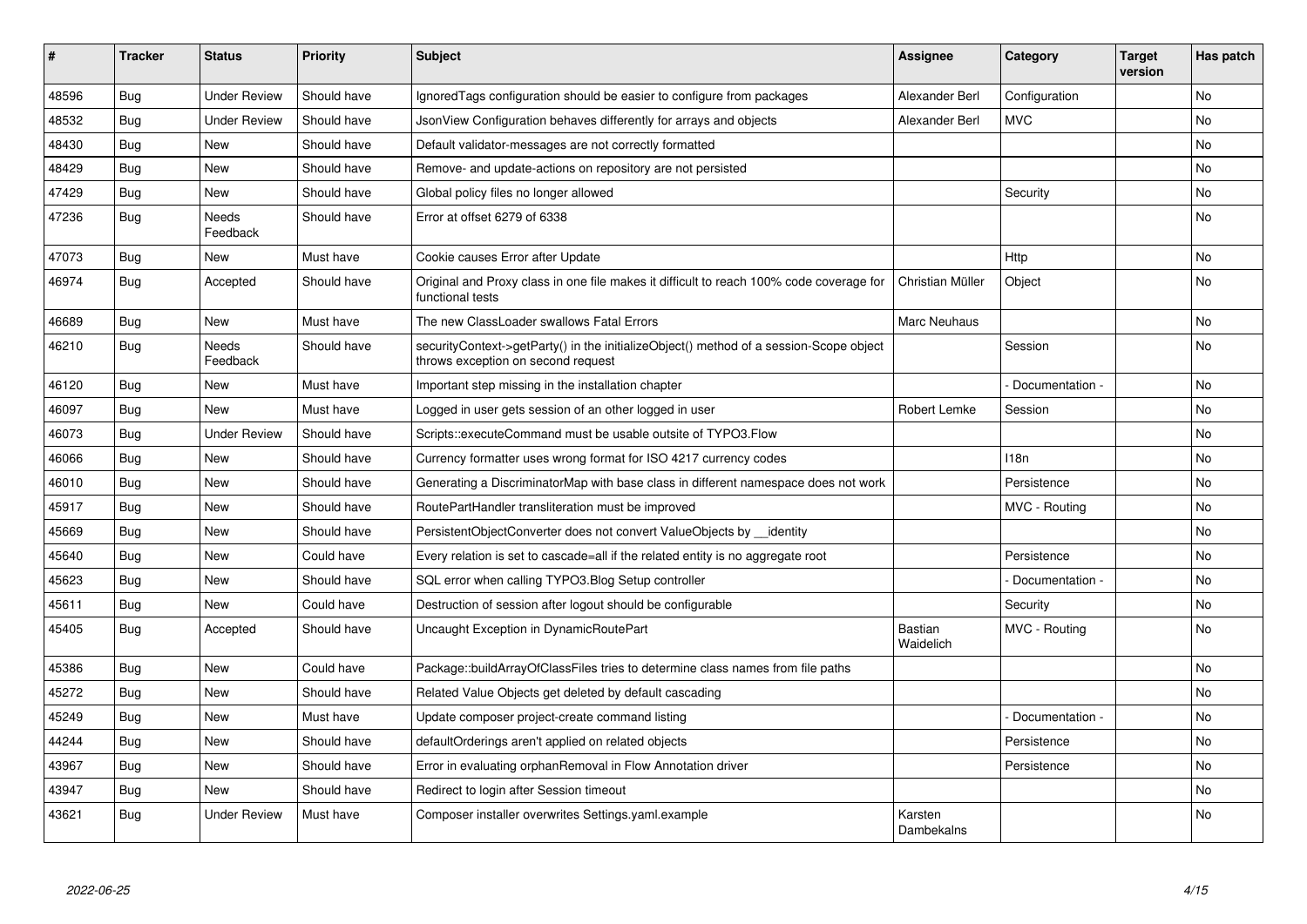| # | Tracker | Status | Priority | Subject | Assignee | Category | Target version | Has patch |
|---|---|---|---|---|---|---|---|---|
| 48596 | Bug | Under Review | Should have | IgnoredTags configuration should be easier to configure from packages | Alexander Berl | Configuration | | No |
| 48532 | Bug | Under Review | Should have | JsonView Configuration behaves differently for arrays and objects | Alexander Berl | MVC | | No |
| 48430 | Bug | New | Should have | Default validator-messages are not correctly formatted | | | | No |
| 48429 | Bug | New | Should have | Remove- and update-actions on repository are not persisted | | | | No |
| 47429 | Bug | New | Should have | Global policy files no longer allowed | | Security | | No |
| 47236 | Bug | Needs Feedback | Should have | Error at offset 6279 of 6338 | | | | No |
| 47073 | Bug | New | Must have | Cookie causes Error after Update | | Http | | No |
| 46974 | Bug | Accepted | Should have | Original and Proxy class in one file makes it difficult to reach 100% code coverage for functional tests | Christian Müller | Object | | No |
| 46689 | Bug | New | Must have | The new ClassLoader swallows Fatal Errors | Marc Neuhaus | | | No |
| 46210 | Bug | Needs Feedback | Should have | securityContext->getParty() in the initializeObject() method of a session-Scope object throws exception on second request | | Session | | No |
| 46120 | Bug | New | Must have | Important step missing in the installation chapter | | - Documentation - | | No |
| 46097 | Bug | New | Must have | Logged in user gets session of an other logged in user | Robert Lemke | Session | | No |
| 46073 | Bug | Under Review | Should have | Scripts::executeCommand must be usable outsite of TYPO3.Flow | | | | No |
| 46066 | Bug | New | Should have | Currency formatter uses wrong format for ISO 4217 currency codes | | I18n | | No |
| 46010 | Bug | New | Should have | Generating a DiscriminatorMap with base class in different namespace does not work | | Persistence | | No |
| 45917 | Bug | New | Should have | RoutePartHandler transliteration must be improved | | MVC - Routing | | No |
| 45669 | Bug | New | Should have | PersistentObjectConverter does not convert ValueObjects by __identity | | | | No |
| 45640 | Bug | New | Could have | Every relation is set to cascade=all if the related entity is no aggregate root | | Persistence | | No |
| 45623 | Bug | New | Should have | SQL error when calling TYPO3.Blog Setup controller | | - Documentation - | | No |
| 45611 | Bug | New | Could have | Destruction of session after logout should be configurable | | Security | | No |
| 45405 | Bug | Accepted | Should have | Uncaught Exception in DynamicRoutePart | Bastian Waidelich | MVC - Routing | | No |
| 45386 | Bug | New | Could have | Package::buildArrayOfClassFiles tries to determine class names from file paths | | | | No |
| 45272 | Bug | New | Should have | Related Value Objects get deleted by default cascading | | | | No |
| 45249 | Bug | New | Must have | Update composer project-create command listing | | - Documentation - | | No |
| 44244 | Bug | New | Should have | defaultOrderings aren't applied on related objects | | Persistence | | No |
| 43967 | Bug | New | Should have | Error in evaluating orphanRemoval in Flow Annotation driver | | Persistence | | No |
| 43947 | Bug | New | Should have | Redirect to login after Session timeout | | | | No |
| 43621 | Bug | Under Review | Must have | Composer installer overwrites Settings.yaml.example | Karsten Dambekalns | | | No |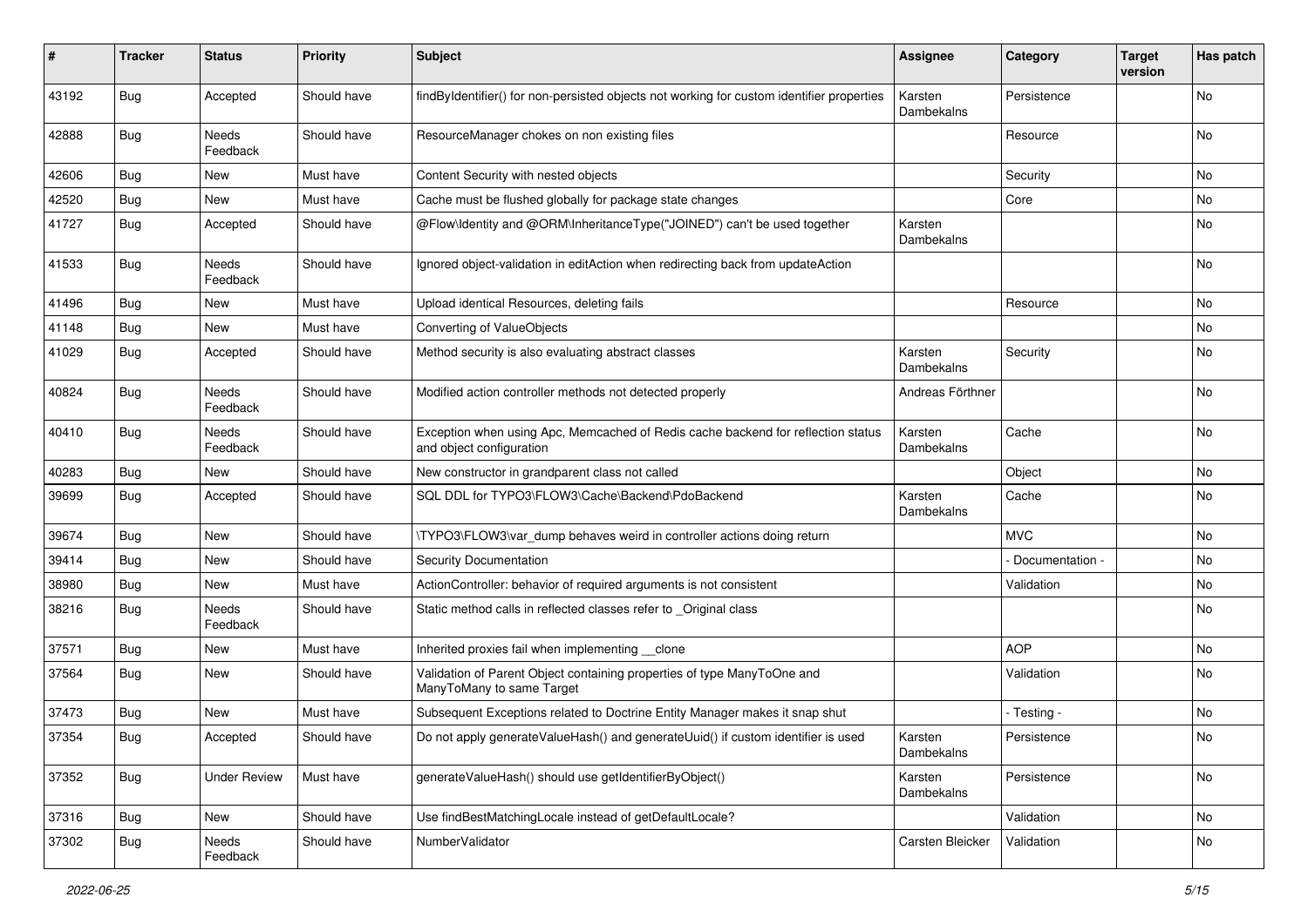| # | Tracker | Status | Priority | Subject | Assignee | Category | Target version | Has patch |
|---|---|---|---|---|---|---|---|---|
| 43192 | Bug | Accepted | Should have | findByIdentifier() for non-persisted objects not working for custom identifier properties | Karsten Dambekalns | Persistence | | No |
| 42888 | Bug | Needs Feedback | Should have | ResourceManager chokes on non existing files | | Resource | | No |
| 42606 | Bug | New | Must have | Content Security with nested objects | | Security | | No |
| 42520 | Bug | New | Must have | Cache must be flushed globally for package state changes | | Core | | No |
| 41727 | Bug | Accepted | Should have | @Flow\Identity and @ORM\InheritanceType("JOINED") can't be used together | Karsten Dambekalns | | | No |
| 41533 | Bug | Needs Feedback | Should have | Ignored object-validation in editAction when redirecting back from updateAction | | | | No |
| 41496 | Bug | New | Must have | Upload identical Resources, deleting fails | | Resource | | No |
| 41148 | Bug | New | Must have | Converting of ValueObjects | | | | No |
| 41029 | Bug | Accepted | Should have | Method security is also evaluating abstract classes | Karsten Dambekalns | Security | | No |
| 40824 | Bug | Needs Feedback | Should have | Modified action controller methods not detected properly | Andreas Förthner | | | No |
| 40410 | Bug | Needs Feedback | Should have | Exception when using Apc, Memcached of Redis cache backend for reflection status and object configuration | Karsten Dambekalns | Cache | | No |
| 40283 | Bug | New | Should have | New constructor in grandparent class not called | | Object | | No |
| 39699 | Bug | Accepted | Should have | SQL DDL for TYPO3\FLOW3\Cache\Backend\PdoBackend | Karsten Dambekalns | Cache | | No |
| 39674 | Bug | New | Should have | \TYPO3\FLOW3\var_dump behaves weird in controller actions doing return | | MVC | | No |
| 39414 | Bug | New | Should have | Security Documentation | | - Documentation - | | No |
| 38980 | Bug | New | Must have | ActionController: behavior of required arguments is not consistent | | Validation | | No |
| 38216 | Bug | Needs Feedback | Should have | Static method calls in reflected classes refer to _Original class | | | | No |
| 37571 | Bug | New | Must have | Inherited proxies fail when implementing __clone | | AOP | | No |
| 37564 | Bug | New | Should have | Validation of Parent Object containing properties of type ManyToOne and ManyToMany to same Target | | Validation | | No |
| 37473 | Bug | New | Must have | Subsequent Exceptions related to Doctrine Entity Manager makes it snap shut | | - Testing - | | No |
| 37354 | Bug | Accepted | Should have | Do not apply generateValueHash() and generateUuid() if custom identifier is used | Karsten Dambekalns | Persistence | | No |
| 37352 | Bug | Under Review | Must have | generateValueHash() should use getIdentifierByObject() | Karsten Dambekalns | Persistence | | No |
| 37316 | Bug | New | Should have | Use findBestMatchingLocale instead of getDefaultLocale? | | Validation | | No |
| 37302 | Bug | Needs Feedback | Should have | NumberValidator | Carsten Bleicker | Validation | | No |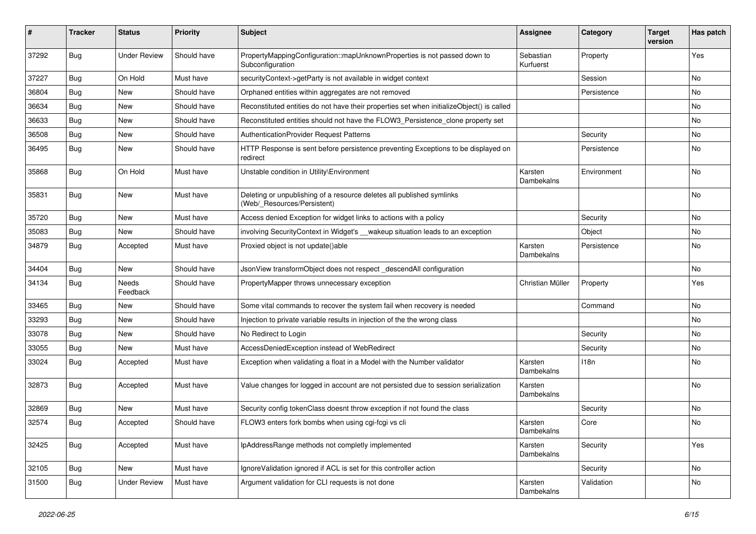| # | Tracker | Status | Priority | Subject | Assignee | Category | Target version | Has patch |
|---|---|---|---|---|---|---|---|---|
| 37292 | Bug | Under Review | Should have | PropertyMappingConfiguration::mapUnknownProperties is not passed down to Subconfiguration | Sebastian Kurfuerst | Property | | Yes |
| 37227 | Bug | On Hold | Must have | securityContext->getParty is not available in widget context | | Session | | No |
| 36804 | Bug | New | Should have | Orphaned entities within aggregates are not removed | | Persistence | | No |
| 36634 | Bug | New | Should have | Reconstituted entities do not have their properties set when initializeObject() is called | | | | No |
| 36633 | Bug | New | Should have | Reconstituted entities should not have the FLOW3_Persistence_clone property set | | | | No |
| 36508 | Bug | New | Should have | AuthenticationProvider Request Patterns | | Security | | No |
| 36495 | Bug | New | Should have | HTTP Response is sent before persistence preventing Exceptions to be displayed on redirect | | Persistence | | No |
| 35868 | Bug | On Hold | Must have | Unstable condition in Utility\Environment | Karsten Dambekalns | Environment | | No |
| 35831 | Bug | New | Must have | Deleting or unpublishing of a resource deletes all published symlinks (Web/_Resources/Persistent) | | | | No |
| 35720 | Bug | New | Must have | Access denied Exception for widget links to actions with a policy | | Security | | No |
| 35083 | Bug | New | Should have | involving SecurityContext in Widget's __wakeup situation leads to an exception | | Object | | No |
| 34879 | Bug | Accepted | Must have | Proxied object is not update()able | Karsten Dambekalns | Persistence | | No |
| 34404 | Bug | New | Should have | JsonView transformObject does not respect _descendAll configuration | | | | No |
| 34134 | Bug | Needs Feedback | Should have | PropertyMapper throws unnecessary exception | Christian Müller | Property | | Yes |
| 33465 | Bug | New | Should have | Some vital commands to recover the system fail when recovery is needed | | Command | | No |
| 33293 | Bug | New | Should have | Injection to private variable results in injection of the the wrong class | | | | No |
| 33078 | Bug | New | Should have | No Redirect to Login | | Security | | No |
| 33055 | Bug | New | Must have | AccessDeniedException instead of WebRedirect | | Security | | No |
| 33024 | Bug | Accepted | Must have | Exception when validating a float in a Model with the Number validator | Karsten Dambekalns | I18n | | No |
| 32873 | Bug | Accepted | Must have | Value changes for logged in account are not persisted due to session serialization | Karsten Dambekalns | | | No |
| 32869 | Bug | New | Must have | Security config tokenClass doesnt throw exception if not found the class | | Security | | No |
| 32574 | Bug | Accepted | Should have | FLOW3 enters fork bombs when using cgi-fcgi vs cli | Karsten Dambekalns | Core | | No |
| 32425 | Bug | Accepted | Must have | IpAddressRange methods not completly implemented | Karsten Dambekalns | Security | | Yes |
| 32105 | Bug | New | Must have | IgnoreValidation ignored if ACL is set for this controller action | | Security | | No |
| 31500 | Bug | Under Review | Must have | Argument validation for CLI requests is not done | Karsten Dambekalns | Validation | | No |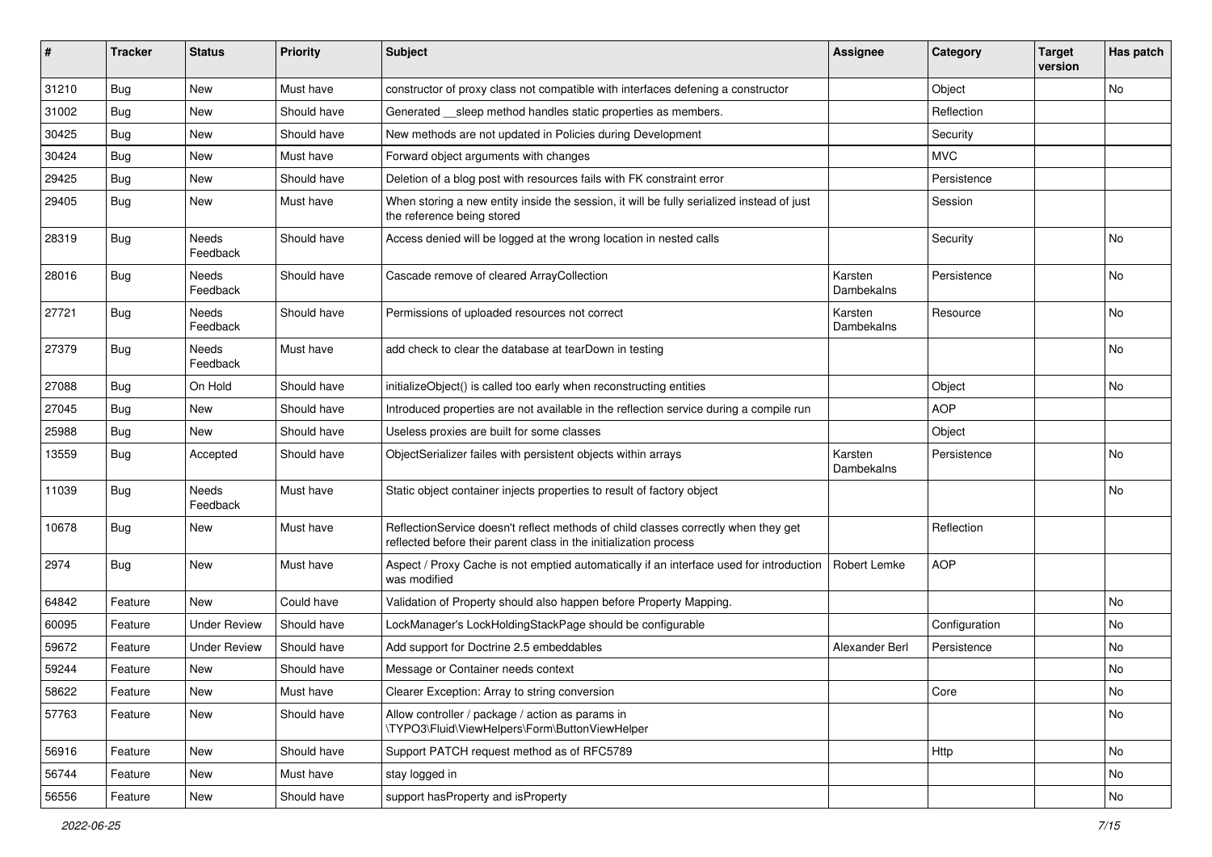| # | Tracker | Status | Priority | Subject | Assignee | Category | Target version | Has patch |
|---|---|---|---|---|---|---|---|---|
| 31210 | Bug | New | Must have | constructor of proxy class not compatible with interfaces defening a constructor | | Object | | No |
| 31002 | Bug | New | Should have | Generated __sleep method handles static properties as members. | | Reflection | | |
| 30425 | Bug | New | Should have | New methods are not updated in Policies during Development | | Security | | |
| 30424 | Bug | New | Must have | Forward object arguments with changes | | MVC | | |
| 29425 | Bug | New | Should have | Deletion of a blog post with resources fails with FK constraint error | | Persistence | | |
| 29405 | Bug | New | Must have | When storing a new entity inside the session, it will be fully serialized instead of just the reference being stored | | Session | | |
| 28319 | Bug | Needs Feedback | Should have | Access denied will be logged at the wrong location in nested calls | | Security | | No |
| 28016 | Bug | Needs Feedback | Should have | Cascade remove of cleared ArrayCollection | Karsten Dambekalns | Persistence | | No |
| 27721 | Bug | Needs Feedback | Should have | Permissions of uploaded resources not correct | Karsten Dambekalns | Resource | | No |
| 27379 | Bug | Needs Feedback | Must have | add check to clear the database at tearDown in testing | | | | No |
| 27088 | Bug | On Hold | Should have | initializeObject() is called too early when reconstructing entities | | Object | | No |
| 27045 | Bug | New | Should have | Introduced properties are not available in the reflection service during a compile run | | AOP | | |
| 25988 | Bug | New | Should have | Useless proxies are built for some classes | | Object | | |
| 13559 | Bug | Accepted | Should have | ObjectSerializer failes with persistent objects within arrays | Karsten Dambekalns | Persistence | | No |
| 11039 | Bug | Needs Feedback | Must have | Static object container injects properties to result of factory object | | | | No |
| 10678 | Bug | New | Must have | ReflectionService doesn't reflect methods of child classes correctly when they get reflected before their parent class in the initialization process | | Reflection | | |
| 2974 | Bug | New | Must have | Aspect / Proxy Cache is not emptied automatically if an interface used for introduction was modified | Robert Lemke | AOP | | |
| 64842 | Feature | New | Could have | Validation of Property should also happen before Property Mapping. | | | | No |
| 60095 | Feature | Under Review | Should have | LockManager's LockHoldingStackPage should be configurable | | Configuration | | No |
| 59672 | Feature | Under Review | Should have | Add support for Doctrine 2.5 embeddables | Alexander Berl | Persistence | | No |
| 59244 | Feature | New | Should have | Message or Container needs context | | | | No |
| 58622 | Feature | New | Must have | Clearer Exception: Array to string conversion | | Core | | No |
| 57763 | Feature | New | Should have | Allow controller / package / action as params in \TYPO3\Fluid\ViewHelpers\Form\ButtonViewHelper | | | | No |
| 56916 | Feature | New | Should have | Support PATCH request method as of RFC5789 | | Http | | No |
| 56744 | Feature | New | Must have | stay logged in | | | | No |
| 56556 | Feature | New | Should have | support hasProperty and isProperty | | | | No |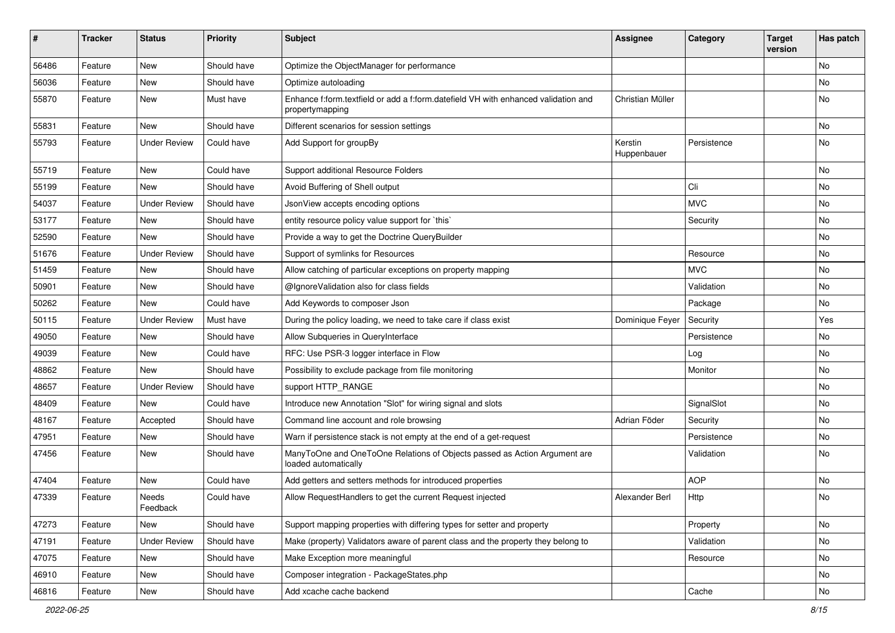| # | Tracker | Status | Priority | Subject | Assignee | Category | Target version | Has patch |
|---|---|---|---|---|---|---|---|---|
| 56486 | Feature | New | Should have | Optimize the ObjectManager for performance | | | | No |
| 56036 | Feature | New | Should have | Optimize autoloading | | | | No |
| 55870 | Feature | New | Must have | Enhance f:form.textfield or add a f:form.datefield VH with enhanced validation and propertymapping | Christian Müller | | | No |
| 55831 | Feature | New | Should have | Different scenarios for session settings | | | | No |
| 55793 | Feature | Under Review | Could have | Add Support for groupBy | Kerstin Huppenbauer | Persistence | | No |
| 55719 | Feature | New | Could have | Support additional Resource Folders | | | | No |
| 55199 | Feature | New | Should have | Avoid Buffering of Shell output | | Cli | | No |
| 54037 | Feature | Under Review | Should have | JsonView accepts encoding options | | MVC | | No |
| 53177 | Feature | New | Should have | entity resource policy value support for `this` | | Security | | No |
| 52590 | Feature | New | Should have | Provide a way to get the Doctrine QueryBuilder | | | | No |
| 51676 | Feature | Under Review | Should have | Support of symlinks for Resources | | Resource | | No |
| 51459 | Feature | New | Should have | Allow catching of particular exceptions on property mapping | | MVC | | No |
| 50901 | Feature | New | Should have | @IgnoreValidation also for class fields | | Validation | | No |
| 50262 | Feature | New | Could have | Add Keywords to composer Json | | Package | | No |
| 50115 | Feature | Under Review | Must have | During the policy loading, we need to take care if class exist | Dominique Feyer | Security | | Yes |
| 49050 | Feature | New | Should have | Allow Subqueries in QueryInterface | | Persistence | | No |
| 49039 | Feature | New | Could have | RFC: Use PSR-3 logger interface in Flow | | Log | | No |
| 48862 | Feature | New | Should have | Possibility to exclude package from file monitoring | | Monitor | | No |
| 48657 | Feature | Under Review | Should have | support HTTP_RANGE | | | | No |
| 48409 | Feature | New | Could have | Introduce new Annotation "Slot" for wiring signal and slots | | SignalSlot | | No |
| 48167 | Feature | Accepted | Should have | Command line account and role browsing | Adrian Föder | Security | | No |
| 47951 | Feature | New | Should have | Warn if persistence stack is not empty at the end of a get-request | | Persistence | | No |
| 47456 | Feature | New | Should have | ManyToOne and OneToOne Relations of Objects passed as Action Argument are loaded automatically | | Validation | | No |
| 47404 | Feature | New | Could have | Add getters and setters methods for introduced properties | | AOP | | No |
| 47339 | Feature | Needs Feedback | Could have | Allow RequestHandlers to get the current Request injected | Alexander Berl | Http | | No |
| 47273 | Feature | New | Should have | Support mapping properties with differing types for setter and property | | Property | | No |
| 47191 | Feature | Under Review | Should have | Make (property) Validators aware of parent class and the property they belong to | | Validation | | No |
| 47075 | Feature | New | Should have | Make Exception more meaningful | | Resource | | No |
| 46910 | Feature | New | Should have | Composer integration - PackageStates.php | | | | No |
| 46816 | Feature | New | Should have | Add xcache cache backend | | Cache | | No |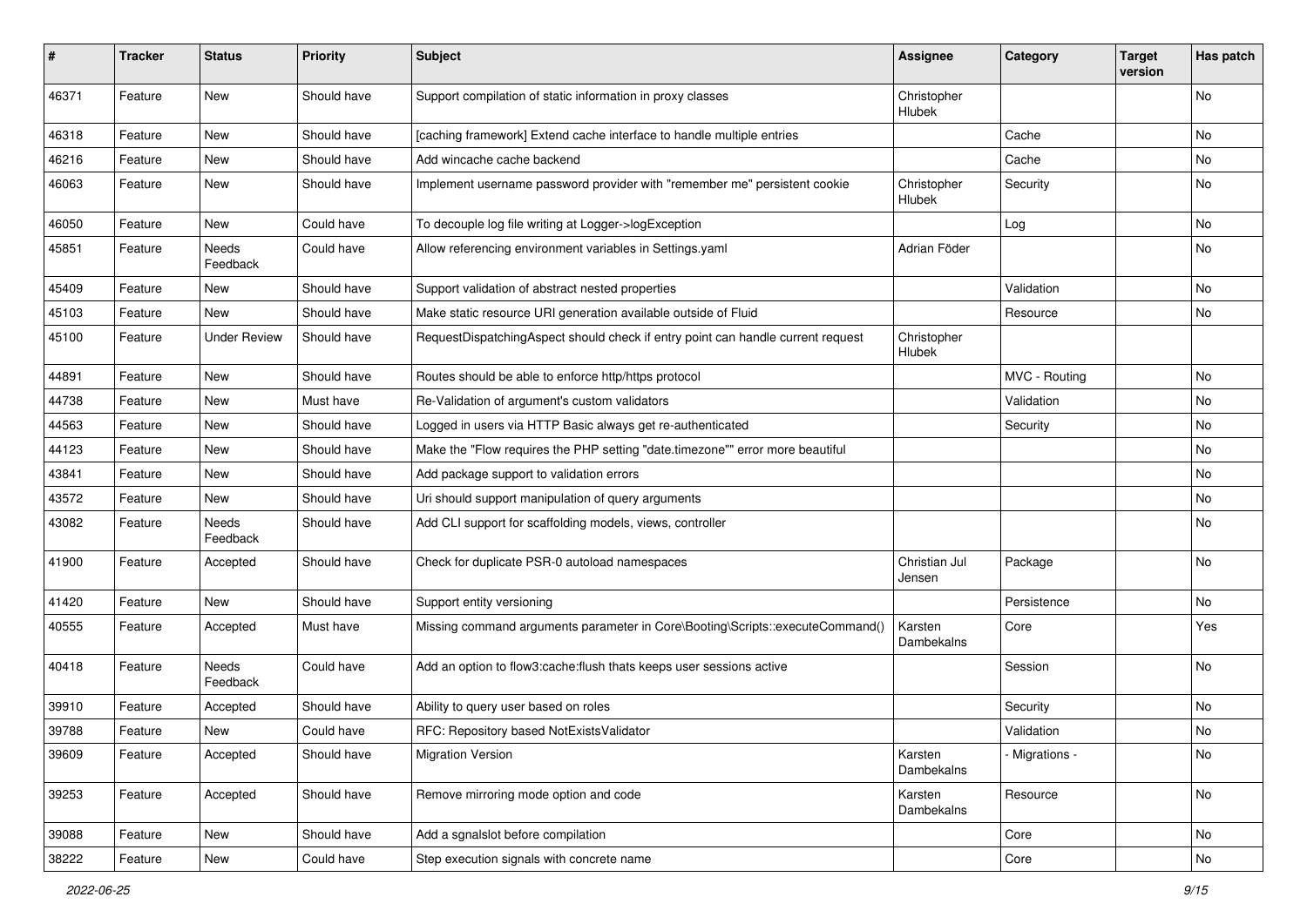| # | Tracker | Status | Priority | Subject | Assignee | Category | Target version | Has patch |
|---|---|---|---|---|---|---|---|---|
| 46371 | Feature | New | Should have | Support compilation of static information in proxy classes | Christopher Hlubek | | | No |
| 46318 | Feature | New | Should have | [caching framework] Extend cache interface to handle multiple entries | | Cache | | No |
| 46216 | Feature | New | Should have | Add wincache cache backend | | Cache | | No |
| 46063 | Feature | New | Should have | Implement username password provider with "remember me" persistent cookie | Christopher Hlubek | Security | | No |
| 46050 | Feature | New | Could have | To decouple log file writing at Logger->logException | | Log | | No |
| 45851 | Feature | Needs Feedback | Could have | Allow referencing environment variables in Settings.yaml | Adrian Föder | | | No |
| 45409 | Feature | New | Should have | Support validation of abstract nested properties | | Validation | | No |
| 45103 | Feature | New | Should have | Make static resource URI generation available outside of Fluid | | Resource | | No |
| 45100 | Feature | Under Review | Should have | RequestDispatchingAspect should check if entry point can handle current request | Christopher Hlubek | | | |
| 44891 | Feature | New | Should have | Routes should be able to enforce http/https protocol | | MVC - Routing | | No |
| 44738 | Feature | New | Must have | Re-Validation of argument's custom validators | | Validation | | No |
| 44563 | Feature | New | Should have | Logged in users via HTTP Basic always get re-authenticated | | Security | | No |
| 44123 | Feature | New | Should have | Make the "Flow requires the PHP setting "date.timezone"" error more beautiful | | | | No |
| 43841 | Feature | New | Should have | Add package support to validation errors | | | | No |
| 43572 | Feature | New | Should have | Uri should support manipulation of query arguments | | | | No |
| 43082 | Feature | Needs Feedback | Should have | Add CLI support for scaffolding models, views, controller | | | | No |
| 41900 | Feature | Accepted | Should have | Check for duplicate PSR-0 autoload namespaces | Christian Jul Jensen | Package | | No |
| 41420 | Feature | New | Should have | Support entity versioning | | Persistence | | No |
| 40555 | Feature | Accepted | Must have | Missing command arguments parameter in Core\Booting\Scripts::executeCommand() | Karsten Dambekalns | Core | | Yes |
| 40418 | Feature | Needs Feedback | Could have | Add an option to flow3:cache:flush thats keeps user sessions active | | Session | | No |
| 39910 | Feature | Accepted | Should have | Ability to query user based on roles | | Security | | No |
| 39788 | Feature | New | Could have | RFC: Repository based NotExistsValidator | | Validation | | No |
| 39609 | Feature | Accepted | Should have | Migration Version | Karsten Dambekalns | - Migrations - | | No |
| 39253 | Feature | Accepted | Should have | Remove mirroring mode option and code | Karsten Dambekalns | Resource | | No |
| 39088 | Feature | New | Should have | Add a sgnalslot before compilation | | Core | | No |
| 38222 | Feature | New | Could have | Step execution signals with concrete name | | Core | | No |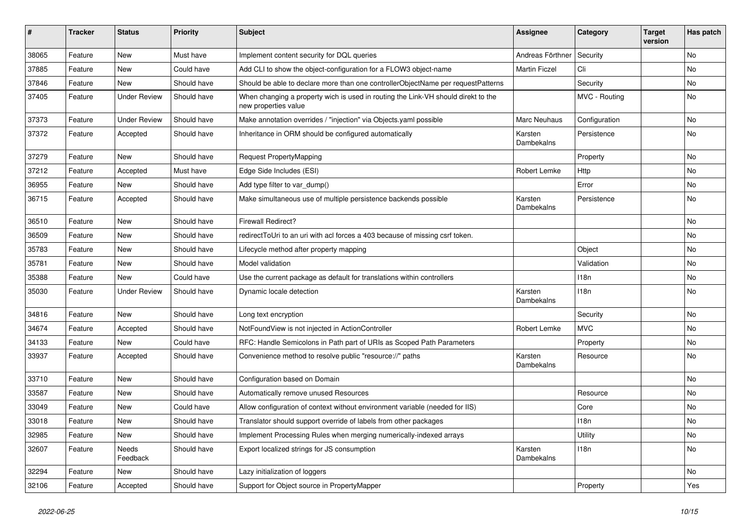| # | Tracker | Status | Priority | Subject | Assignee | Category | Target version | Has patch |
|---|---|---|---|---|---|---|---|---|
| 38065 | Feature | New | Must have | Implement content security for DQL queries | Andreas Förthner | Security | | No |
| 37885 | Feature | New | Could have | Add CLI to show the object-configuration for a FLOW3 object-name | Martin Ficzel | Cli | | No |
| 37846 | Feature | New | Should have | Should be able to declare more than one controllerObjectName per requestPatterns | | Security | | No |
| 37405 | Feature | Under Review | Should have | When changing a property wich is used in routing the Link-VH should direkt to the new properties value | | MVC - Routing | | No |
| 37373 | Feature | Under Review | Should have | Make annotation overrides / "injection" via Objects.yaml possible | Marc Neuhaus | Configuration | | No |
| 37372 | Feature | Accepted | Should have | Inheritance in ORM should be configured automatically | Karsten Dambekalns | Persistence | | No |
| 37279 | Feature | New | Should have | Request PropertyMapping | | Property | | No |
| 37212 | Feature | Accepted | Must have | Edge Side Includes (ESI) | Robert Lemke | Http | | No |
| 36955 | Feature | New | Should have | Add type filter to var_dump() | | Error | | No |
| 36715 | Feature | Accepted | Should have | Make simultaneous use of multiple persistence backends possible | Karsten Dambekalns | Persistence | | No |
| 36510 | Feature | New | Should have | Firewall Redirect? | | | | No |
| 36509 | Feature | New | Should have | redirectToUri to an uri with acl forces a 403 because of missing csrf token. | | | | No |
| 35783 | Feature | New | Should have | Lifecycle method after property mapping | | Object | | No |
| 35781 | Feature | New | Should have | Model validation | | Validation | | No |
| 35388 | Feature | New | Could have | Use the current package as default for translations within controllers | | I18n | | No |
| 35030 | Feature | Under Review | Should have | Dynamic locale detection | Karsten Dambekalns | I18n | | No |
| 34816 | Feature | New | Should have | Long text encryption | | Security | | No |
| 34674 | Feature | Accepted | Should have | NotFoundView is not injected in ActionController | Robert Lemke | MVC | | No |
| 34133 | Feature | New | Could have | RFC: Handle Semicolons in Path part of URIs as Scoped Path Parameters | | Property | | No |
| 33937 | Feature | Accepted | Should have | Convenience method to resolve public "resource://" paths | Karsten Dambekalns | Resource | | No |
| 33710 | Feature | New | Should have | Configuration based on Domain | | | | No |
| 33587 | Feature | New | Should have | Automatically remove unused Resources | | Resource | | No |
| 33049 | Feature | New | Could have | Allow configuration of context without environment variable (needed for IIS) | | Core | | No |
| 33018 | Feature | New | Should have | Translator should support override of labels from other packages | | I18n | | No |
| 32985 | Feature | New | Should have | Implement Processing Rules when merging numerically-indexed arrays | | Utility | | No |
| 32607 | Feature | Needs Feedback | Should have | Export localized strings for JS consumption | Karsten Dambekalns | I18n | | No |
| 32294 | Feature | New | Should have | Lazy initialization of loggers | | | | No |
| 32106 | Feature | Accepted | Should have | Support for Object source in PropertyMapper | | Property | | Yes |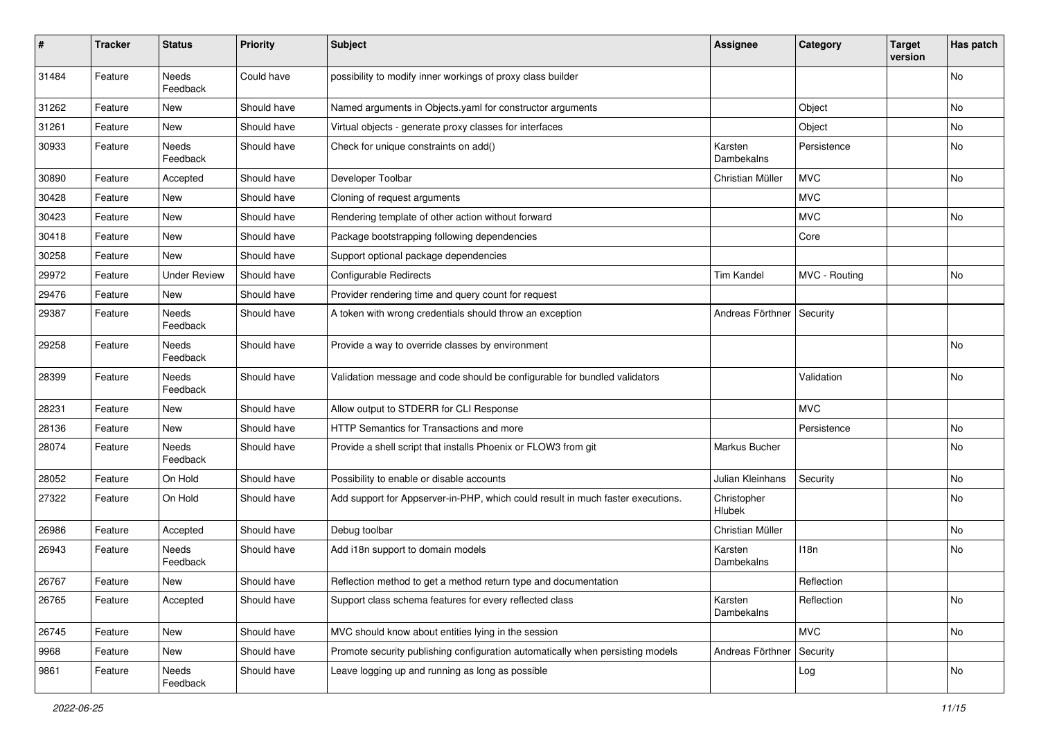| # | Tracker | Status | Priority | Subject | Assignee | Category | Target version | Has patch |
|---|---|---|---|---|---|---|---|---|
| 31484 | Feature | Needs Feedback | Could have | possibility to modify inner workings of proxy class builder | | | | No |
| 31262 | Feature | New | Should have | Named arguments in Objects.yaml for constructor arguments | | Object | | No |
| 31261 | Feature | New | Should have | Virtual objects - generate proxy classes for interfaces | | Object | | No |
| 30933 | Feature | Needs Feedback | Should have | Check for unique constraints on add() | Karsten Dambekalns | Persistence | | No |
| 30890 | Feature | Accepted | Should have | Developer Toolbar | Christian Müller | MVC | | No |
| 30428 | Feature | New | Should have | Cloning of request arguments | | MVC | | |
| 30423 | Feature | New | Should have | Rendering template of other action without forward | | MVC | | No |
| 30418 | Feature | New | Should have | Package bootstrapping following dependencies | | Core | | |
| 30258 | Feature | New | Should have | Support optional package dependencies | | | | |
| 29972 | Feature | Under Review | Should have | Configurable Redirects | Tim Kandel | MVC - Routing | | No |
| 29476 | Feature | New | Should have | Provider rendering time and query count for request | | | | |
| 29387 | Feature | Needs Feedback | Should have | A token with wrong credentials should throw an exception | Andreas Förthner | Security | | |
| 29258 | Feature | Needs Feedback | Should have | Provide a way to override classes by environment | | | | No |
| 28399 | Feature | Needs Feedback | Should have | Validation message and code should be configurable for bundled validators | | Validation | | No |
| 28231 | Feature | New | Should have | Allow output to STDERR for CLI Response | | MVC | | |
| 28136 | Feature | New | Should have | HTTP Semantics for Transactions and more | | Persistence | | No |
| 28074 | Feature | Needs Feedback | Should have | Provide a shell script that installs Phoenix or FLOW3 from git | Markus Bucher | | | No |
| 28052 | Feature | On Hold | Should have | Possibility to enable or disable accounts | Julian Kleinhans | Security | | No |
| 27322 | Feature | On Hold | Should have | Add support for Appserver-in-PHP, which could result in much faster executions. | Christopher Hlubek | | | No |
| 26986 | Feature | Accepted | Should have | Debug toolbar | Christian Müller | | | No |
| 26943 | Feature | Needs Feedback | Should have | Add i18n support to domain models | Karsten Dambekalns | I18n | | No |
| 26767 | Feature | New | Should have | Reflection method to get a method return type and documentation | | Reflection | | |
| 26765 | Feature | Accepted | Should have | Support class schema features for every reflected class | Karsten Dambekalns | Reflection | | No |
| 26745 | Feature | New | Should have | MVC should know about entities lying in the session | | MVC | | No |
| 9968 | Feature | New | Should have | Promote security publishing configuration automatically when persisting models | Andreas Förthner | Security | | |
| 9861 | Feature | Needs Feedback | Should have | Leave logging up and running as long as possible | | Log | | No |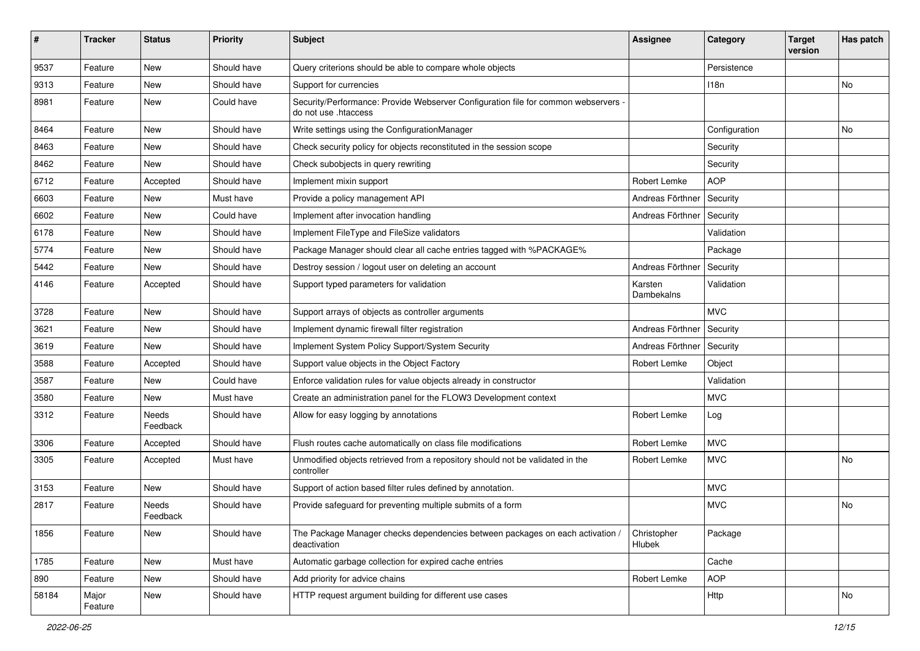| # | Tracker | Status | Priority | Subject | Assignee | Category | Target version | Has patch |
|---|---|---|---|---|---|---|---|---|
| 9537 | Feature | New | Should have | Query criterions should be able to compare whole objects | | Persistence | | |
| 9313 | Feature | New | Should have | Support for currencies | | I18n | | No |
| 8981 | Feature | New | Could have | Security/Performance: Provide Webserver Configuration file for common webservers - do not use .htaccess | | | | |
| 8464 | Feature | New | Should have | Write settings using the ConfigurationManager | | Configuration | | No |
| 8463 | Feature | New | Should have | Check security policy for objects reconstituted in the session scope | | Security | | |
| 8462 | Feature | New | Should have | Check subobjects in query rewriting | | Security | | |
| 6712 | Feature | Accepted | Should have | Implement mixin support | Robert Lemke | AOP | | |
| 6603 | Feature | New | Must have | Provide a policy management API | Andreas Förthner | Security | | |
| 6602 | Feature | New | Could have | Implement after invocation handling | Andreas Förthner | Security | | |
| 6178 | Feature | New | Should have | Implement FileType and FileSize validators | | Validation | | |
| 5774 | Feature | New | Should have | Package Manager should clear all cache entries tagged with %PACKAGE% | | Package | | |
| 5442 | Feature | New | Should have | Destroy session / logout user on deleting an account | Andreas Förthner | Security | | |
| 4146 | Feature | Accepted | Should have | Support typed parameters for validation | Karsten Dambekalns | Validation | | |
| 3728 | Feature | New | Should have | Support arrays of objects as controller arguments | | MVC | | |
| 3621 | Feature | New | Should have | Implement dynamic firewall filter registration | Andreas Förthner | Security | | |
| 3619 | Feature | New | Should have | Implement System Policy Support/System Security | Andreas Förthner | Security | | |
| 3588 | Feature | Accepted | Should have | Support value objects in the Object Factory | Robert Lemke | Object | | |
| 3587 | Feature | New | Could have | Enforce validation rules for value objects already in constructor | | Validation | | |
| 3580 | Feature | New | Must have | Create an administration panel for the FLOW3 Development context | | MVC | | |
| 3312 | Feature | Needs Feedback | Should have | Allow for easy logging by annotations | Robert Lemke | Log | | |
| 3306 | Feature | Accepted | Should have | Flush routes cache automatically on class file modifications | Robert Lemke | MVC | | |
| 3305 | Feature | Accepted | Must have | Unmodified objects retrieved from a repository should not be validated in the controller | Robert Lemke | MVC | | No |
| 3153 | Feature | New | Should have | Support of action based filter rules defined by annotation. | | MVC | | |
| 2817 | Feature | Needs Feedback | Should have | Provide safeguard for preventing multiple submits of a form | | MVC | | No |
| 1856 | Feature | New | Should have | The Package Manager checks dependencies between packages on each activation / deactivation | Christopher Hlubek | Package | | |
| 1785 | Feature | New | Must have | Automatic garbage collection for expired cache entries | | Cache | | |
| 890 | Feature | New | Should have | Add priority for advice chains | Robert Lemke | AOP | | |
| 58184 | Major Feature | New | Should have | HTTP request argument building for different use cases | | Http | | No |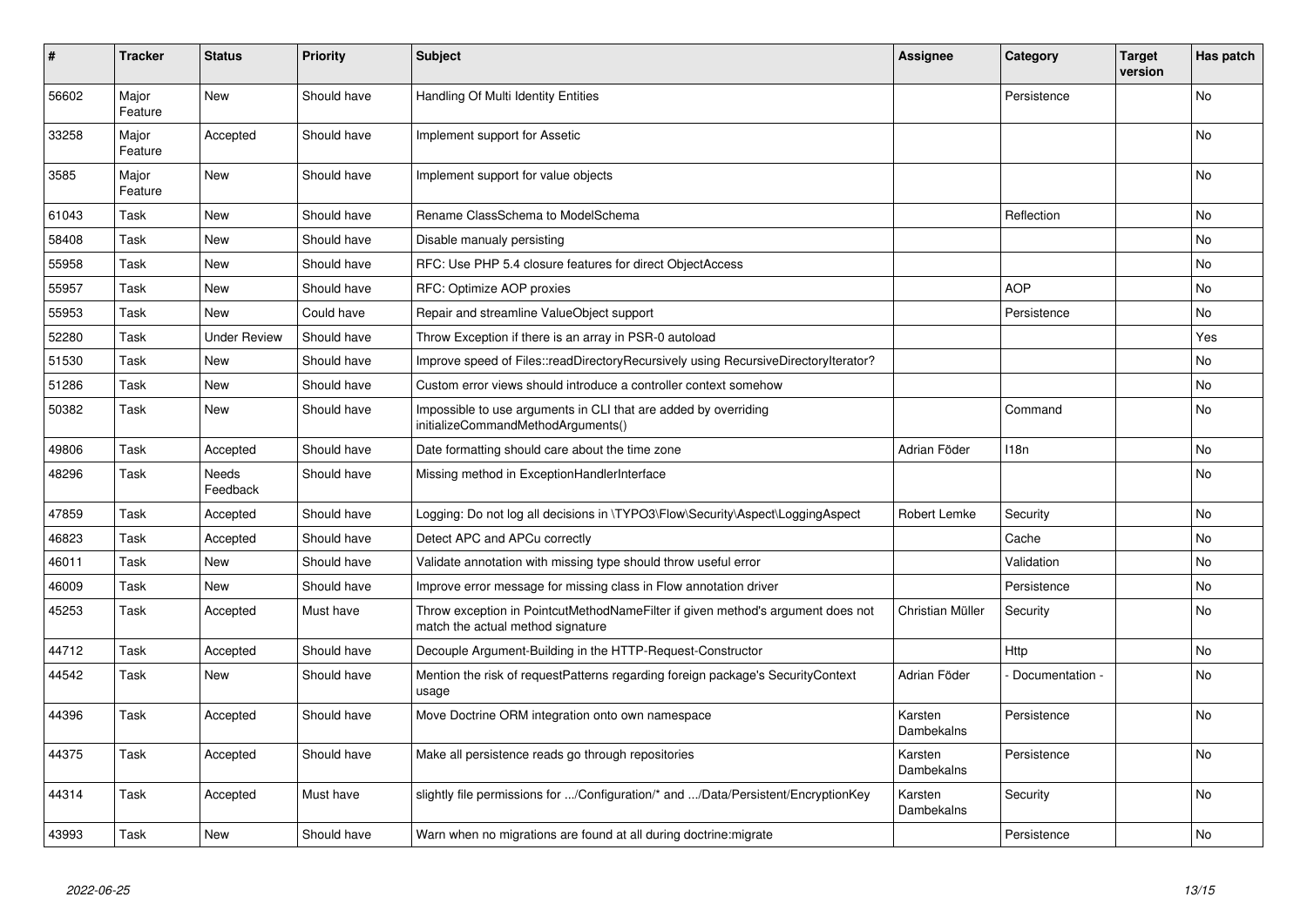| # | Tracker | Status | Priority | Subject | Assignee | Category | Target version | Has patch |
|---|---|---|---|---|---|---|---|---|
| 56602 | Major Feature | New | Should have | Handling Of Multi Identity Entities | | Persistence | | No |
| 33258 | Major Feature | Accepted | Should have | Implement support for Assetic | | | | No |
| 3585 | Major Feature | New | Should have | Implement support for value objects | | | | No |
| 61043 | Task | New | Should have | Rename ClassSchema to ModelSchema | | Reflection | | No |
| 58408 | Task | New | Should have | Disable manualy persisting | | | | No |
| 55958 | Task | New | Should have | RFC: Use PHP 5.4 closure features for direct ObjectAccess | | | | No |
| 55957 | Task | New | Should have | RFC: Optimize AOP proxies | | AOP | | No |
| 55953 | Task | New | Could have | Repair and streamline ValueObject support | | Persistence | | No |
| 52280 | Task | Under Review | Should have | Throw Exception if there is an array in PSR-0 autoload | | | | Yes |
| 51530 | Task | New | Should have | Improve speed of Files::readDirectoryRecursively using RecursiveDirectoryIterator? | | | | No |
| 51286 | Task | New | Should have | Custom error views should introduce a controller context somehow | | | | No |
| 50382 | Task | New | Should have | Impossible to use arguments in CLI that are added by overriding initializeCommandMethodArguments() | | Command | | No |
| 49806 | Task | Accepted | Should have | Date formatting should care about the time zone | Adrian Föder | I18n | | No |
| 48296 | Task | Needs Feedback | Should have | Missing method in ExceptionHandlerInterface | | | | No |
| 47859 | Task | Accepted | Should have | Logging: Do not log all decisions in \TYPO3\Flow\Security\Aspect\LoggingAspect | Robert Lemke | Security | | No |
| 46823 | Task | Accepted | Should have | Detect APC and APCu correctly | | Cache | | No |
| 46011 | Task | New | Should have | Validate annotation with missing type should throw useful error | | Validation | | No |
| 46009 | Task | New | Should have | Improve error message for missing class in Flow annotation driver | | Persistence | | No |
| 45253 | Task | Accepted | Must have | Throw exception in PointcutMethodNameFilter if given method's argument does not match the actual method signature | Christian Müller | Security | | No |
| 44712 | Task | Accepted | Should have | Decouple Argument-Building in the HTTP-Request-Constructor | | Http | | No |
| 44542 | Task | New | Should have | Mention the risk of requestPatterns regarding foreign package's SecurityContext usage | Adrian Föder | - Documentation - | | No |
| 44396 | Task | Accepted | Should have | Move Doctrine ORM integration onto own namespace | Karsten Dambekalns | Persistence | | No |
| 44375 | Task | Accepted | Should have | Make all persistence reads go through repositories | Karsten Dambekalns | Persistence | | No |
| 44314 | Task | Accepted | Must have | slightly file permissions for .../Configuration/* and .../Data/Persistent/EncryptionKey | Karsten Dambekalns | Security | | No |
| 43993 | Task | New | Should have | Warn when no migrations are found at all during doctrine:migrate | | Persistence | | No |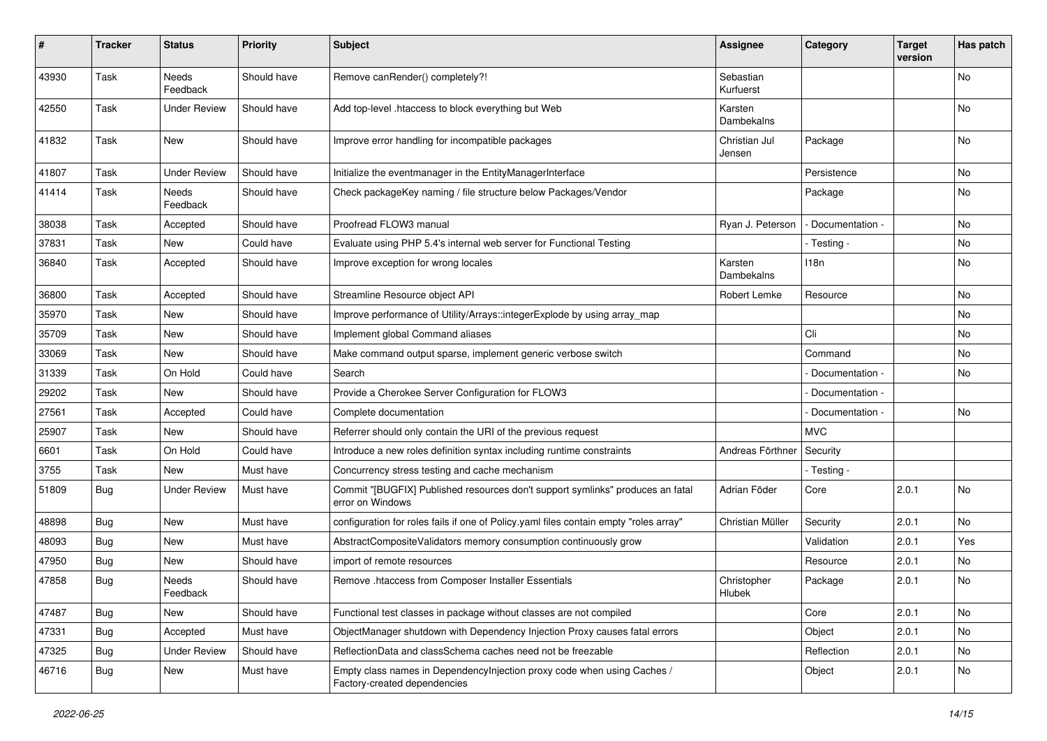| # | Tracker | Status | Priority | Subject | Assignee | Category | Target version | Has patch |
|---|---|---|---|---|---|---|---|---|
| 43930 | Task | Needs Feedback | Should have | Remove canRender() completely?! | Sebastian Kurfuerst | | | No |
| 42550 | Task | Under Review | Should have | Add top-level .htaccess to block everything but Web | Karsten Dambekalns | | | No |
| 41832 | Task | New | Should have | Improve error handling for incompatible packages | Christian Jul Jensen | Package | | No |
| 41807 | Task | Under Review | Should have | Initialize the eventmanager in the EntityManagerInterface | | Persistence | | No |
| 41414 | Task | Needs Feedback | Should have | Check packageKey naming / file structure below Packages/Vendor | | Package | | No |
| 38038 | Task | Accepted | Should have | Proofread FLOW3 manual | Ryan J. Peterson | - Documentation - | | No |
| 37831 | Task | New | Could have | Evaluate using PHP 5.4's internal web server for Functional Testing | | - Testing - | | No |
| 36840 | Task | Accepted | Should have | Improve exception for wrong locales | Karsten Dambekalns | I18n | | No |
| 36800 | Task | Accepted | Should have | Streamline Resource object API | Robert Lemke | Resource | | No |
| 35970 | Task | New | Should have | Improve performance of Utility/Arrays::integerExplode by using array_map | | | | No |
| 35709 | Task | New | Should have | Implement global Command aliases | | Cli | | No |
| 33069 | Task | New | Should have | Make command output sparse, implement generic verbose switch | | Command | | No |
| 31339 | Task | On Hold | Could have | Search | | - Documentation - | | No |
| 29202 | Task | New | Should have | Provide a Cherokee Server Configuration for FLOW3 | | - Documentation - | | |
| 27561 | Task | Accepted | Could have | Complete documentation | | - Documentation - | | No |
| 25907 | Task | New | Should have | Referrer should only contain the URI of the previous request | | MVC | | |
| 6601 | Task | On Hold | Could have | Introduce a new roles definition syntax including runtime constraints | Andreas Förthner | Security | | |
| 3755 | Task | New | Must have | Concurrency stress testing and cache mechanism | | - Testing - | | |
| 51809 | Bug | Under Review | Must have | Commit "[BUGFIX] Published resources don't support symlinks" produces an fatal error on Windows | Adrian Föder | Core | 2.0.1 | No |
| 48898 | Bug | New | Must have | configuration for roles fails if one of Policy.yaml files contain empty "roles array" | Christian Müller | Security | 2.0.1 | No |
| 48093 | Bug | New | Must have | AbstractCompositeValidators memory consumption continuously grow | | Validation | 2.0.1 | Yes |
| 47950 | Bug | New | Should have | import of remote resources | | Resource | 2.0.1 | No |
| 47858 | Bug | Needs Feedback | Should have | Remove .htaccess from Composer Installer Essentials | Christopher Hlubek | Package | 2.0.1 | No |
| 47487 | Bug | New | Should have | Functional test classes in package without classes are not compiled | | Core | 2.0.1 | No |
| 47331 | Bug | Accepted | Must have | ObjectManager shutdown with Dependency Injection Proxy causes fatal errors | | Object | 2.0.1 | No |
| 47325 | Bug | Under Review | Should have | ReflectionData and classSchema caches need not be freezable | | Reflection | 2.0.1 | No |
| 46716 | Bug | New | Must have | Empty class names in DependencyInjection proxy code when using Caches / Factory-created dependencies | | Object | 2.0.1 | No |

2022-06-25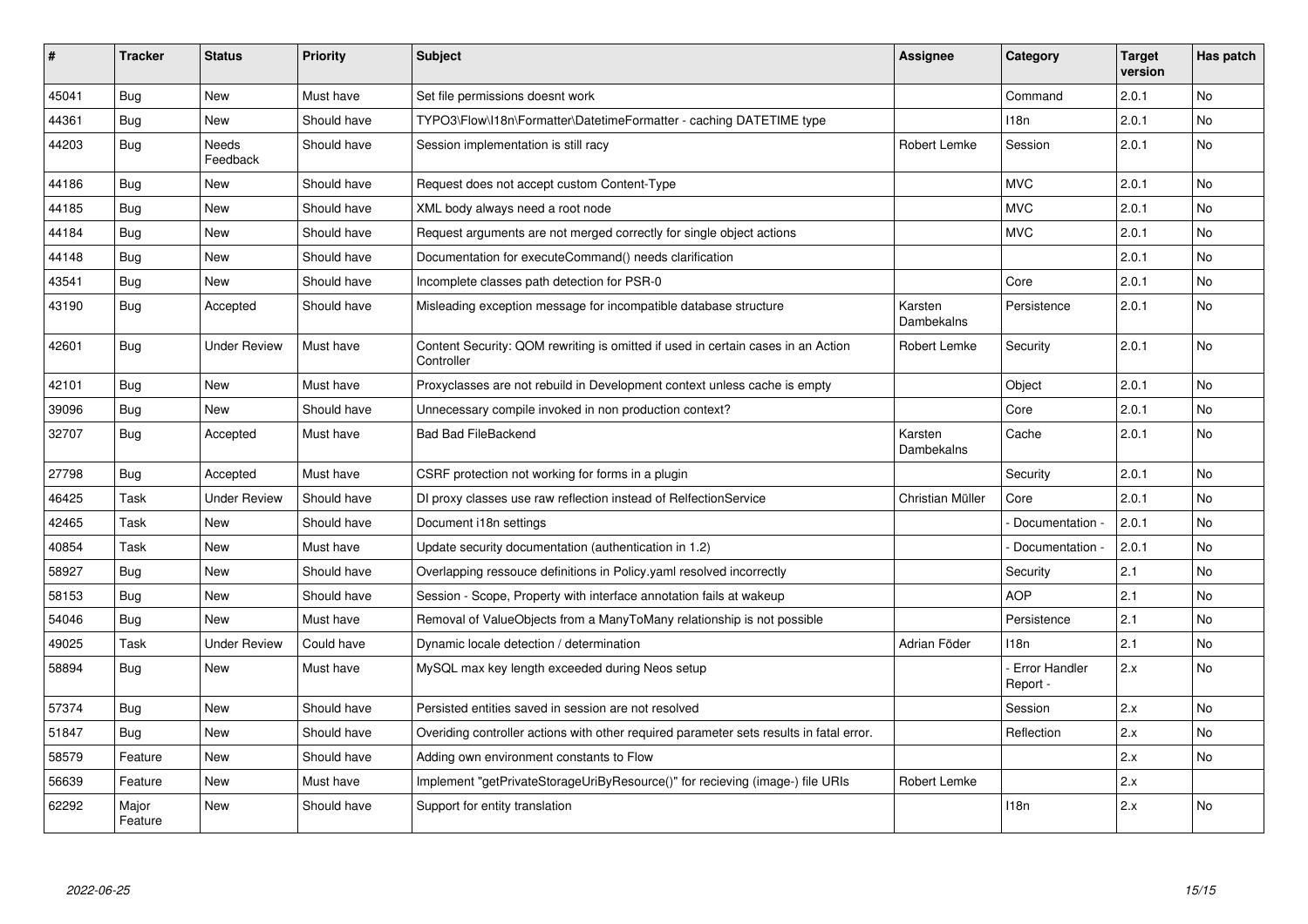| # | Tracker | Status | Priority | Subject | Assignee | Category | Target version | Has patch |
| --- | --- | --- | --- | --- | --- | --- | --- | --- |
| 45041 | Bug | New | Must have | Set file permissions doesnt work |  | Command | 2.0.1 | No |
| 44361 | Bug | New | Should have | TYPO3\Flow\I18n\Formatter\DatetimeFormatter - caching DATETIME type |  | I18n | 2.0.1 | No |
| 44203 | Bug | Needs Feedback | Should have | Session implementation is still racy | Robert Lemke | Session | 2.0.1 | No |
| 44186 | Bug | New | Should have | Request does not accept custom Content-Type |  | MVC | 2.0.1 | No |
| 44185 | Bug | New | Should have | XML body always need a root node |  | MVC | 2.0.1 | No |
| 44184 | Bug | New | Should have | Request arguments are not merged correctly for single object actions |  | MVC | 2.0.1 | No |
| 44148 | Bug | New | Should have | Documentation for executeCommand() needs clarification |  |  | 2.0.1 | No |
| 43541 | Bug | New | Should have | Incomplete classes path detection for PSR-0 |  | Core | 2.0.1 | No |
| 43190 | Bug | Accepted | Should have | Misleading exception message for incompatible database structure | Karsten Dambekalns | Persistence | 2.0.1 | No |
| 42601 | Bug | Under Review | Must have | Content Security: QOM rewriting is omitted if used in certain cases in an Action Controller | Robert Lemke | Security | 2.0.1 | No |
| 42101 | Bug | New | Must have | Proxyclasses are not rebuild in Development context unless cache is empty |  | Object | 2.0.1 | No |
| 39096 | Bug | New | Should have | Unnecessary compile invoked in non production context? |  | Core | 2.0.1 | No |
| 32707 | Bug | Accepted | Must have | Bad Bad FileBackend | Karsten Dambekalns | Cache | 2.0.1 | No |
| 27798 | Bug | Accepted | Must have | CSRF protection not working for forms in a plugin |  | Security | 2.0.1 | No |
| 46425 | Task | Under Review | Should have | DI proxy classes use raw reflection instead of RelfectionService | Christian Müller | Core | 2.0.1 | No |
| 42465 | Task | New | Should have | Document i18n settings |  | - Documentation - | 2.0.1 | No |
| 40854 | Task | New | Must have | Update security documentation (authentication in 1.2) |  | - Documentation - | 2.0.1 | No |
| 58927 | Bug | New | Should have | Overlapping ressouce definitions in Policy.yaml resolved incorrectly |  | Security | 2.1 | No |
| 58153 | Bug | New | Should have | Session - Scope, Property with interface annotation fails at wakeup |  | AOP | 2.1 | No |
| 54046 | Bug | New | Must have | Removal of ValueObjects from a ManyToMany relationship is not possible |  | Persistence | 2.1 | No |
| 49025 | Task | Under Review | Could have | Dynamic locale detection / determination | Adrian Föder | I18n | 2.1 | No |
| 58894 | Bug | New | Must have | MySQL max key length exceeded during Neos setup |  | - Error Handler Report - | 2.x | No |
| 57374 | Bug | New | Should have | Persisted entities saved in session are not resolved |  | Session | 2.x | No |
| 51847 | Bug | New | Should have | Overiding controller actions with other required parameter sets results in fatal error. |  | Reflection | 2.x | No |
| 58579 | Feature | New | Should have | Adding own environment constants to Flow |  |  | 2.x | No |
| 56639 | Feature | New | Must have | Implement "getPrivateStorageUriByResource()" for recieving (image-) file URIs | Robert Lemke |  | 2.x |  |
| 62292 | Major Feature | New | Should have | Support for entity translation |  | I18n | 2.x | No |